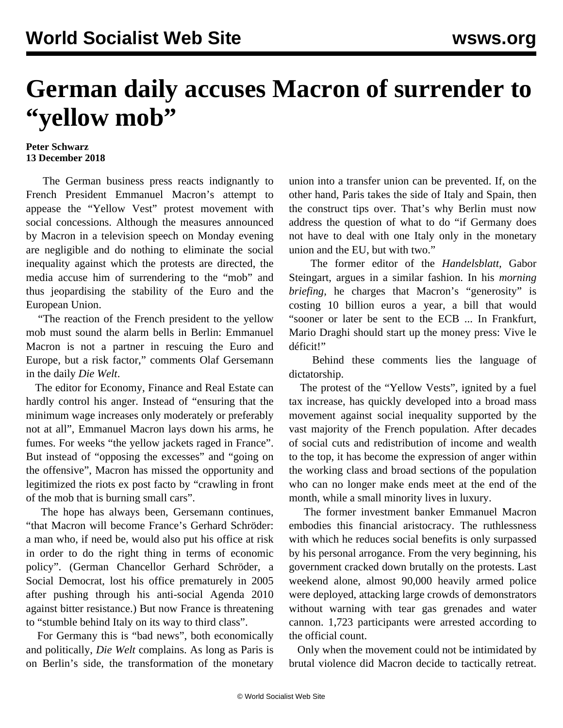# German daily accuses Macron of surrender to "yellow mob"

**Peter Schwarz**
**13 December 2018**

The German business press reacts indignantly to French President Emmanuel Macron's attempt to appease the "Yellow Vest" protest movement with social concessions. Although the measures announced by Macron in a television speech on Monday evening are negligible and do nothing to eliminate the social inequality against which the protests are directed, the media accuse him of surrendering to the "mob" and thus jeopardising the stability of the Euro and the European Union.

"The reaction of the French president to the yellow mob must sound the alarm bells in Berlin: Emmanuel Macron is not a partner in rescuing the Euro and Europe, but a risk factor," comments Olaf Gersemann in the daily *Die Welt*.

The editor for Economy, Finance and Real Estate can hardly control his anger. Instead of "ensuring that the minimum wage increases only moderately or preferably not at all", Emmanuel Macron lays down his arms, he fumes. For weeks "the yellow jackets raged in France". But instead of "opposing the excesses" and "going on the offensive", Macron has missed the opportunity and legitimized the riots ex post facto by "crawling in front of the mob that is burning small cars".

The hope has always been, Gersemann continues, "that Macron will become France's Gerhard Schröder: a man who, if need be, would also put his office at risk in order to do the right thing in terms of economic policy". (German Chancellor Gerhard Schröder, a Social Democrat, lost his office prematurely in 2005 after pushing through his anti-social Agenda 2010 against bitter resistance.) But now France is threatening to "stumble behind Italy on its way to third class".

For Germany this is "bad news", both economically and politically, *Die Welt* complains. As long as Paris is on Berlin's side, the transformation of the monetary union into a transfer union can be prevented. If, on the other hand, Paris takes the side of Italy and Spain, then the construct tips over. That's why Berlin must now address the question of what to do "if Germany does not have to deal with one Italy only in the monetary union and the EU, but with two."

The former editor of the *Handelsblatt*, Gabor Steingart, argues in a similar fashion. In his *morning briefing*, he charges that Macron's "generosity" is costing 10 billion euros a year, a bill that would "sooner or later be sent to the ECB ... In Frankfurt, Mario Draghi should start up the money press: Vive le déficit!"

Behind these comments lies the language of dictatorship.

The protest of the "Yellow Vests", ignited by a fuel tax increase, has quickly developed into a broad mass movement against social inequality supported by the vast majority of the French population. After decades of social cuts and redistribution of income and wealth to the top, it has become the expression of anger within the working class and broad sections of the population who can no longer make ends meet at the end of the month, while a small minority lives in luxury.

The former investment banker Emmanuel Macron embodies this financial aristocracy. The ruthlessness with which he reduces social benefits is only surpassed by his personal arrogance. From the very beginning, his government cracked down brutally on the protests. Last weekend alone, almost 90,000 heavily armed police were deployed, attacking large crowds of demonstrators without warning with tear gas grenades and water cannon. 1,723 participants were arrested according to the official count.

Only when the movement could not be intimidated by brutal violence did Macron decide to tactically retreat.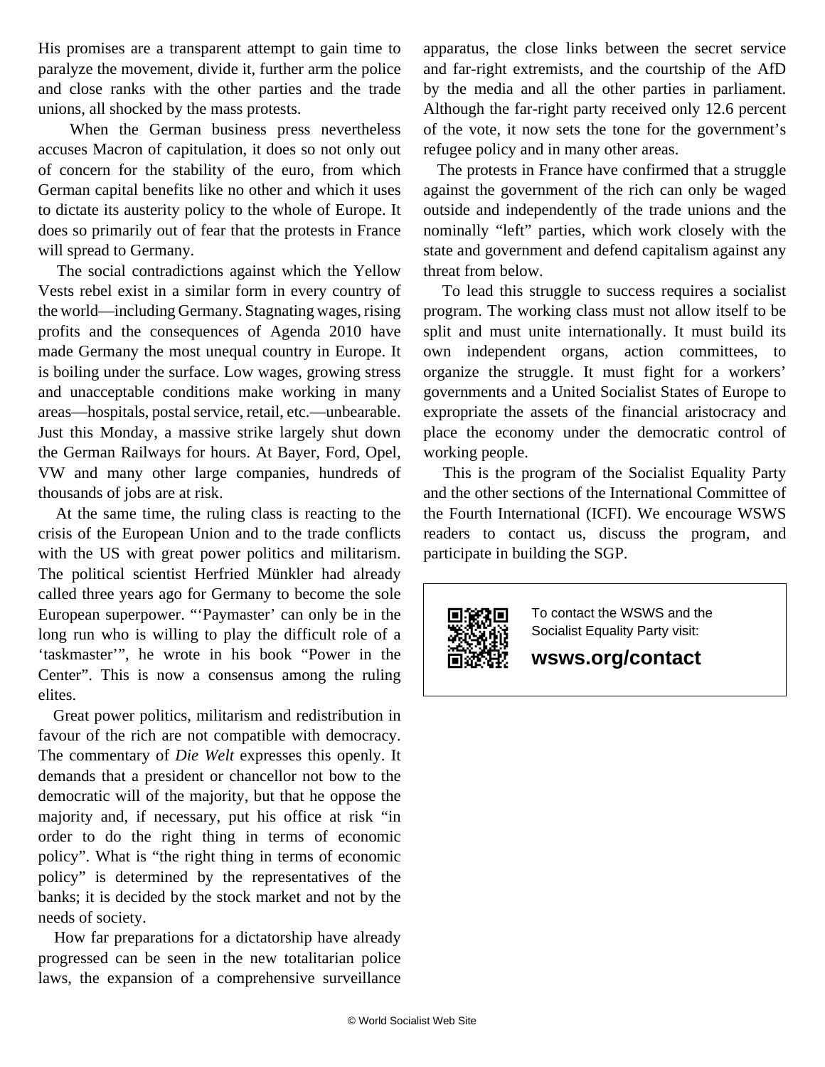His promises are a transparent attempt to gain time to paralyze the movement, divide it, further arm the police and close ranks with the other parties and the trade unions, all shocked by the mass protests.

When the German business press nevertheless accuses Macron of capitulation, it does so not only out of concern for the stability of the euro, from which German capital benefits like no other and which it uses to dictate its austerity policy to the whole of Europe. It does so primarily out of fear that the protests in France will spread to Germany.

The social contradictions against which the Yellow Vests rebel exist in a similar form in every country of the world—including Germany. Stagnating wages, rising profits and the consequences of Agenda 2010 have made Germany the most unequal country in Europe. It is boiling under the surface. Low wages, growing stress and unacceptable conditions make working in many areas—hospitals, postal service, retail, etc.—unbearable. Just this Monday, a massive strike largely shut down the German Railways for hours. At Bayer, Ford, Opel, VW and many other large companies, hundreds of thousands of jobs are at risk.

At the same time, the ruling class is reacting to the crisis of the European Union and to the trade conflicts with the US with great power politics and militarism. The political scientist Herfried Münkler had already called three years ago for Germany to become the sole European superpower. "'Paymaster' can only be in the long run who is willing to play the difficult role of a 'taskmaster'", he wrote in his book "Power in the Center". This is now a consensus among the ruling elites.

Great power politics, militarism and redistribution in favour of the rich are not compatible with democracy. The commentary of *Die Welt* expresses this openly. It demands that a president or chancellor not bow to the democratic will of the majority, but that he oppose the majority and, if necessary, put his office at risk "in order to do the right thing in terms of economic policy". What is "the right thing in terms of economic policy" is determined by the representatives of the banks; it is decided by the stock market and not by the needs of society.

How far preparations for a dictatorship have already progressed can be seen in the new totalitarian police laws, the expansion of a comprehensive surveillance apparatus, the close links between the secret service and far-right extremists, and the courtship of the AfD by the media and all the other parties in parliament. Although the far-right party received only 12.6 percent of the vote, it now sets the tone for the government's refugee policy and in many other areas.

The protests in France have confirmed that a struggle against the government of the rich can only be waged outside and independently of the trade unions and the nominally "left" parties, which work closely with the state and government and defend capitalism against any threat from below.

To lead this struggle to success requires a socialist program. The working class must not allow itself to be split and must unite internationally. It must build its own independent organs, action committees, to organize the struggle. It must fight for a workers' governments and a United Socialist States of Europe to expropriate the assets of the financial aristocracy and place the economy under the democratic control of working people.

This is the program of the Socialist Equality Party and the other sections of the International Committee of the Fourth International (ICFI). We encourage WSWS readers to contact us, discuss the program, and participate in building the SGP.

To contact the WSWS and the Socialist Equality Party visit:

**wsws.org/contact**